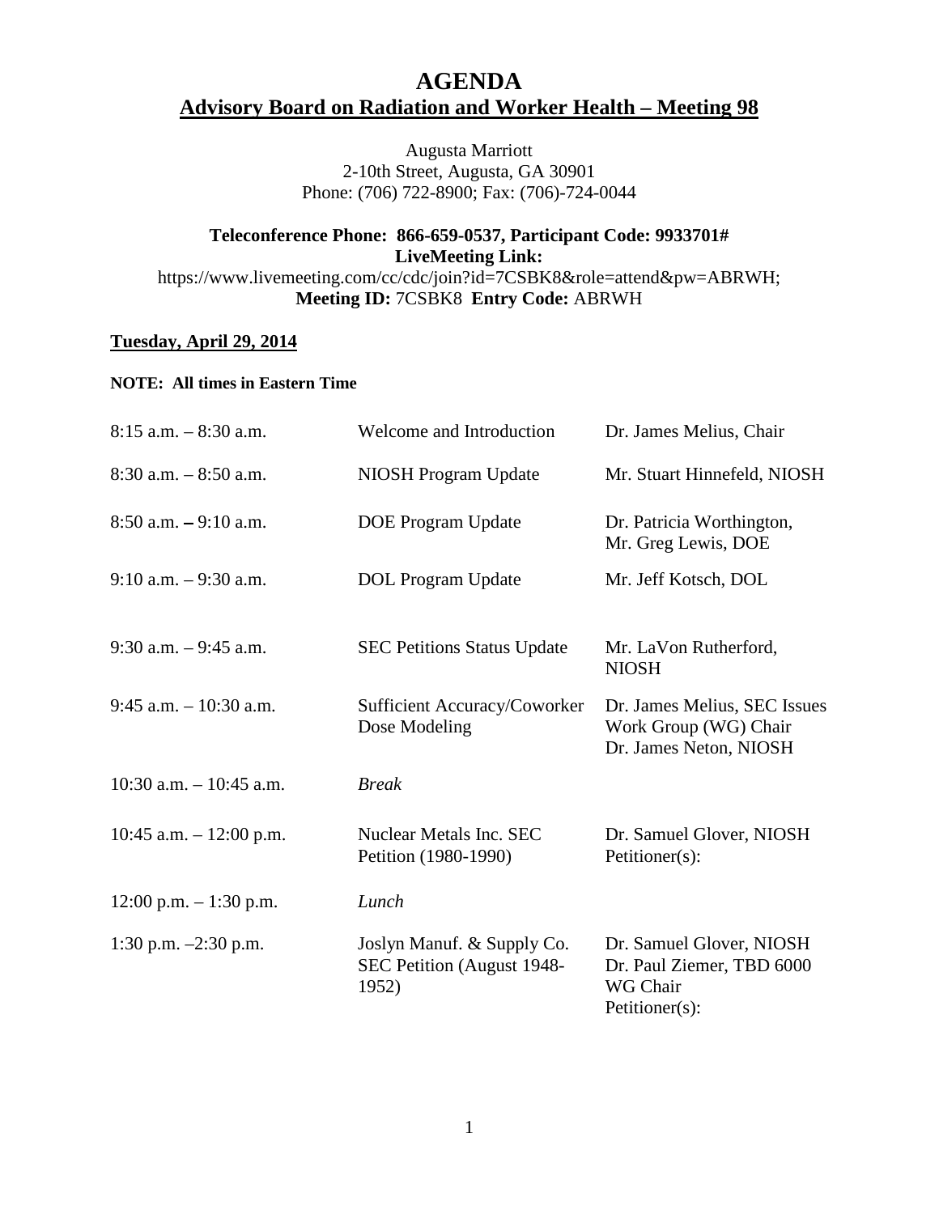# AGENDA

## Advisory Board on Radiation and Worker Health – Meeting 98

Augusta Marriott
2-10th Street, Augusta, GA 30901
Phone: (706) 722-8900; Fax: (706)-724-0044

**Teleconference Phone: 866-659-0537, Participant Code: 9933701#**
**LiveMeeting Link:**
https://www.livemeeting.com/cc/cdc/join?id=7CSBK8&role=attend&pw=ABRWH;
**Meeting ID:** 7CSBK8 **Entry Code:** ABRWH

**Tuesday, April 29, 2014**

**NOTE: All times in Eastern Time**

| | | |
|---|---|---|
| 8:15 a.m. – 8:30 a.m. | Welcome and Introduction | Dr. James Melius, Chair |
| 8:30 a.m. – 8:50 a.m. | NIOSH Program Update | Mr. Stuart Hinnefeld, NIOSH |
| 8:50 a.m. – 9:10 a.m. | DOE Program Update | Dr. Patricia Worthington, Mr. Greg Lewis, DOE |
| 9:10 a.m. – 9:30 a.m. | DOL Program Update | Mr. Jeff Kotsch, DOL |
| 9:30 a.m. – 9:45 a.m. | SEC Petitions Status Update | Mr. LaVon Rutherford, NIOSH |
| 9:45 a.m. – 10:30 a.m. | Sufficient Accuracy/Coworker Dose Modeling | Dr. James Melius, SEC Issues Work Group (WG) Chair<br>Dr. James Neton, NIOSH |
| 10:30 a.m. – 10:45 a.m. | *Break* | |
| 10:45 a.m. – 12:00 p.m. | Nuclear Metals Inc. SEC Petition (1980-1990) | Dr. Samuel Glover, NIOSH<br>Petitioner(s): |
| 12:00 p.m. – 1:30 p.m. | *Lunch* | |
| 1:30 p.m. –2:30 p.m. | Joslyn Manuf. & Supply Co. SEC Petition (August 1948-1952) | Dr. Samuel Glover, NIOSH<br>Dr. Paul Ziemer, TBD 6000 WG Chair<br>Petitioner(s): |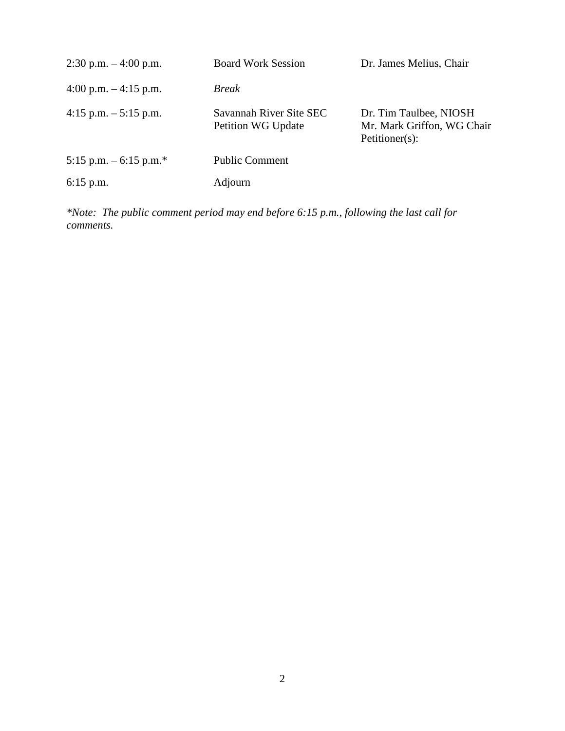| | | |
|---|---|---|
| 2:30 p.m. – 4:00 p.m. | Board Work Session | Dr. James Melius, Chair |
| 4:00 p.m. – 4:15 p.m. | *Break* | |
| 4:15 p.m. – 5:15 p.m. | Savannah River Site SEC Petition WG Update | Dr. Tim Taulbee, NIOSH<br>Mr. Mark Griffon, WG Chair<br>Petitioner(s): |
| 5:15 p.m. – 6:15 p.m.* | Public Comment | |
| 6:15 p.m. | Adjourn | |

*\*Note: The public comment period may end before 6:15 p.m., following the last call for comments.*